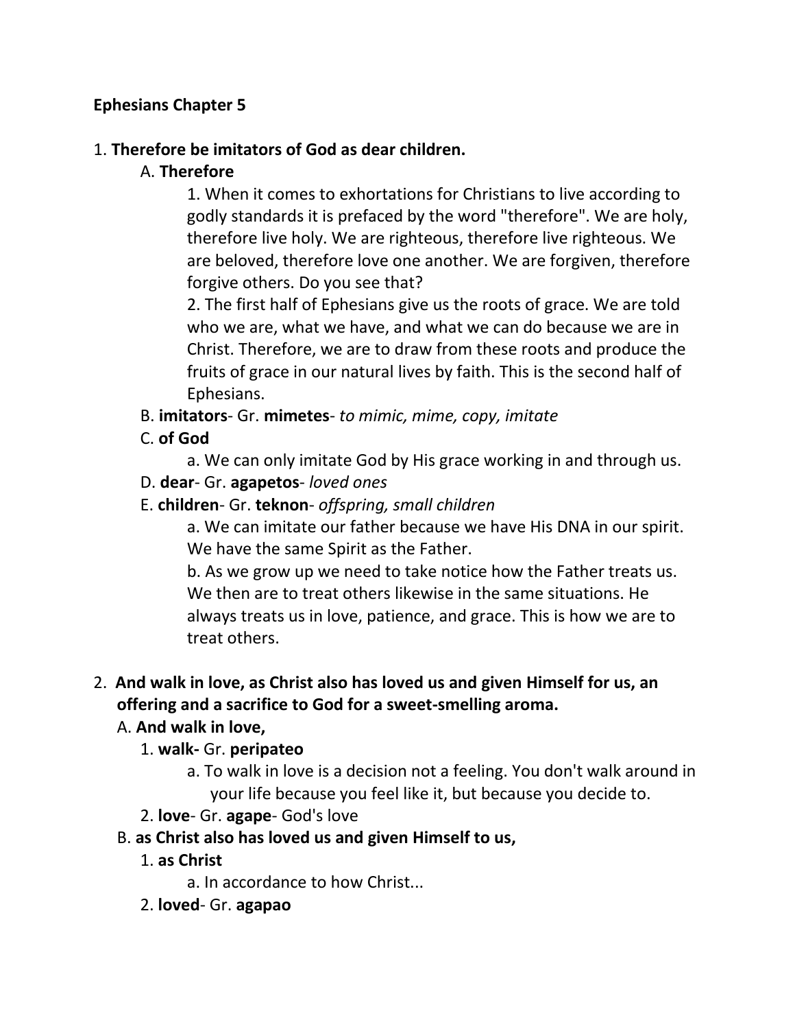**Ephesians Chapter 5**

1. **Therefore be imitators of God as dear children.**

   A. **Therefore**

   1. When it comes to exhortations for Christians to live according to godly standards it is prefaced by the word "therefore". We are holy, therefore live holy. We are righteous, therefore live righteous. We are beloved, therefore love one another. We are forgiven, therefore forgive others. Do you see that?

   2. The first half of Ephesians give us the roots of grace. We are told who we are, what we have, and what we can do because we are in Christ. Therefore, we are to draw from these roots and produce the fruits of grace in our natural lives by faith. This is the second half of Ephesians.

   B. **imitators**- Gr. **mimetes**- *to mimic, mime, copy, imitate*

   C. **of God**

   a. We can only imitate God by His grace working in and through us.

   D. **dear**- Gr. **agapetos**- *loved ones*

   E. **children**- Gr. **teknon**- *offspring, small children*

   a. We can imitate our father because we have His DNA in our spirit. We have the same Spirit as the Father.

   b. As we grow up we need to take notice how the Father treats us. We then are to treat others likewise in the same situations. He always treats us in love, patience, and grace. This is how we are to treat others.

2. **And walk in love, as Christ also has loved us and given Himself for us, an offering and a sacrifice to God for a sweet-smelling aroma.**

   A. **And walk in love,**

   1. **walk-** Gr. **peripateo**

   a. To walk in love is a decision not a feeling. You don't walk around in your life because you feel like it, but because you decide to.

   2. **love**- Gr. **agape**- God's love

   B. **as Christ also has loved us and given Himself to us,**

   1. **as Christ**

   a. In accordance to how Christ...

   2. **loved**- Gr. **agapao**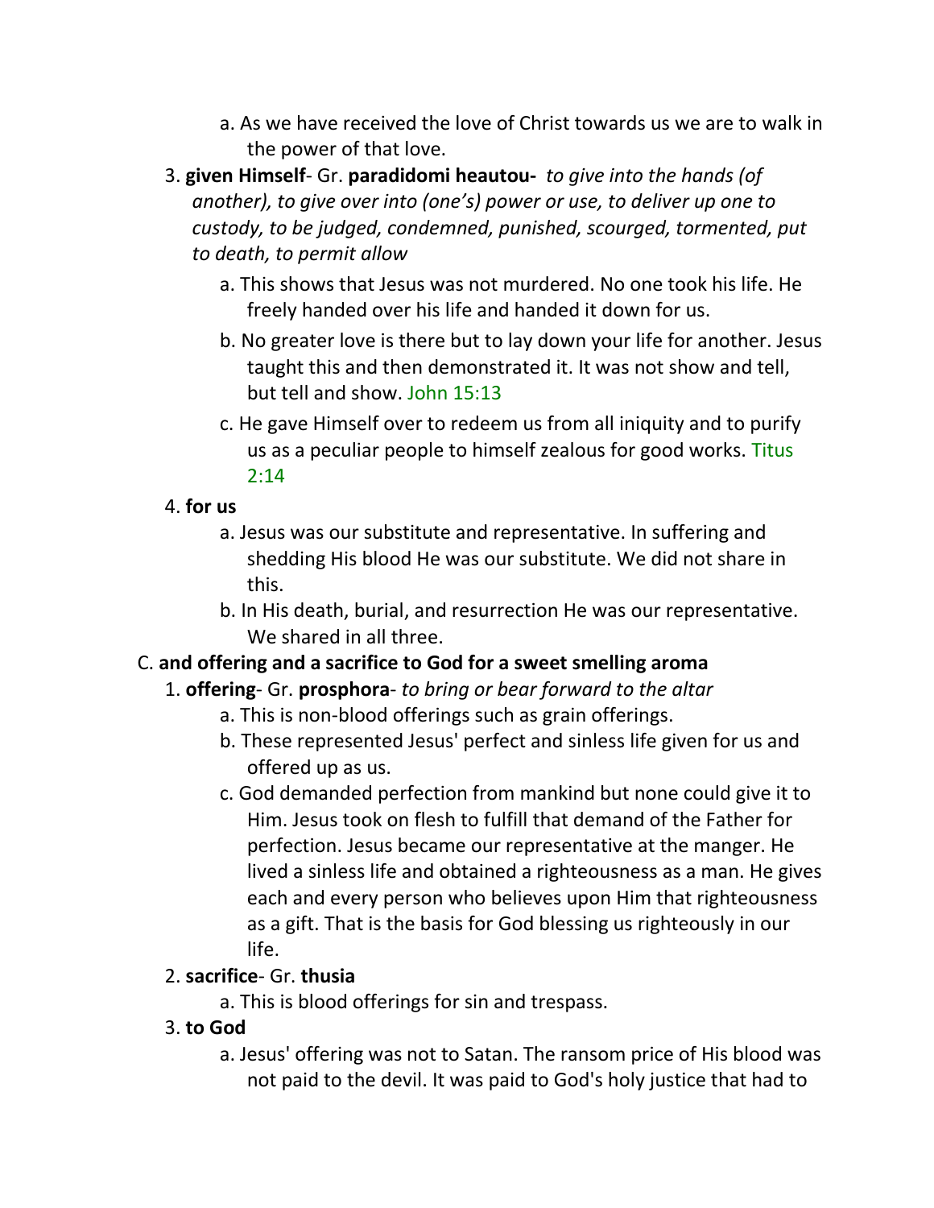a. As we have received the love of Christ towards us we are to walk in the power of that love.

3. **given Himself**- Gr. **paradidomi heautou-** *to give into the hands (of another), to give over into (one's) power or use, to deliver up one to custody, to be judged, condemned, punished, scourged, tormented, put to death, to permit allow*
   a. This shows that Jesus was not murdered. No one took his life. He freely handed over his life and handed it down for us.
   b. No greater love is there but to lay down your life for another. Jesus taught this and then demonstrated it. It was not show and tell, but tell and show. John 15:13
   c. He gave Himself over to redeem us from all iniquity and to purify us as a peculiar people to himself zealous for good works. Titus 2:14

4. **for us**
   a. Jesus was our substitute and representative. In suffering and shedding His blood He was our substitute. We did not share in this.
   b. In His death, burial, and resurrection He was our representative. We shared in all three.

C. **and offering and a sacrifice to God for a sweet smelling aroma**

1. **offering**- Gr. **prosphora**- *to bring or bear forward to the altar*
   a. This is non-blood offerings such as grain offerings.
   b. These represented Jesus' perfect and sinless life given for us and offered up as us.
   c. God demanded perfection from mankind but none could give it to Him. Jesus took on flesh to fulfill that demand of the Father for perfection. Jesus became our representative at the manger. He lived a sinless life and obtained a righteousness as a man. He gives each and every person who believes upon Him that righteousness as a gift. That is the basis for God blessing us righteously in our life.

2. **sacrifice**- Gr. **thusia**
   a. This is blood offerings for sin and trespass.

3. **to God**
   a. Jesus' offering was not to Satan. The ransom price of His blood was not paid to the devil. It was paid to God's holy justice that had to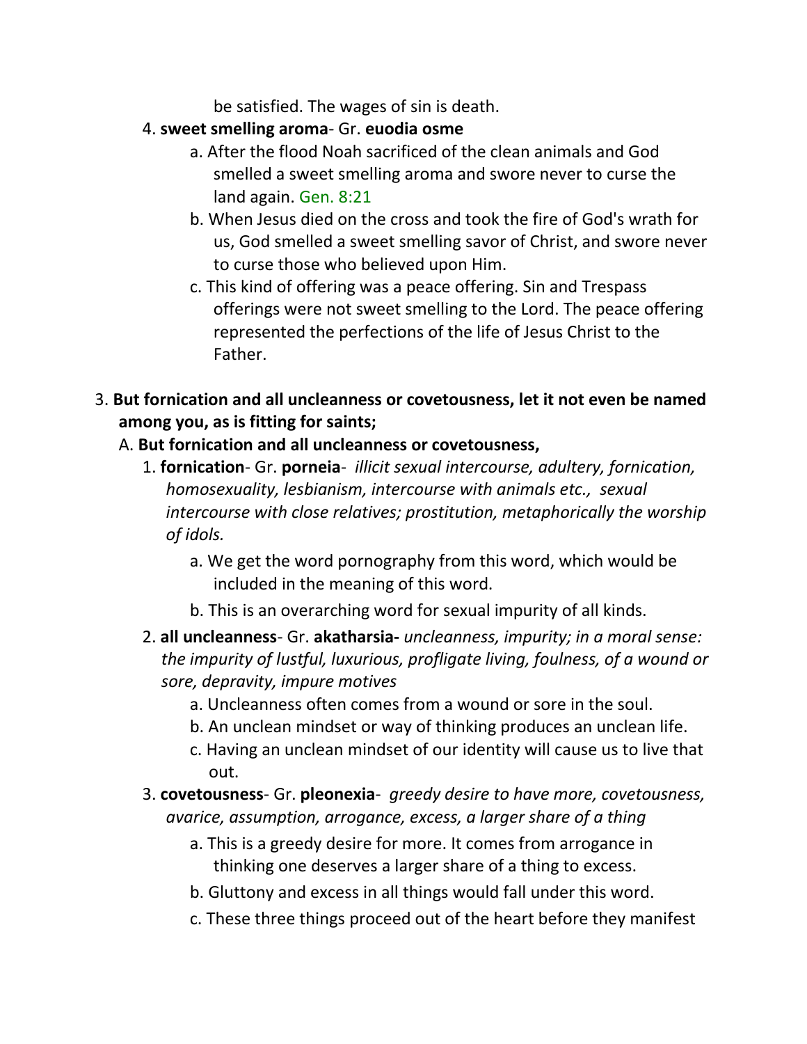be satisfied. The wages of sin is death.

4. **sweet smelling aroma**- Gr. **euodia osme**
    a. After the flood Noah sacrificed of the clean animals and God smelled a sweet smelling aroma and swore never to curse the land again. Gen. 8:21
    b. When Jesus died on the cross and took the fire of God's wrath for us, God smelled a sweet smelling savor of Christ, and swore never to curse those who believed upon Him.
    c. This kind of offering was a peace offering. Sin and Trespass offerings were not sweet smelling to the Lord. The peace offering represented the perfections of the life of Jesus Christ to the Father.

3. **But fornication and all uncleanness or covetousness, let it not even be named among you, as is fitting for saints;**

A. **But fornication and all uncleanness or covetousness,**

1. **fornication**- Gr. **porneia**- *illicit sexual intercourse, adultery, fornication, homosexuality, lesbianism, intercourse with animals etc., sexual intercourse with close relatives; prostitution, metaphorically the worship of idols.*
    a. We get the word pornography from this word, which would be included in the meaning of this word.
    b. This is an overarching word for sexual impurity of all kinds.
2. **all uncleanness**- Gr. **akatharsia-** *uncleanness, impurity; in a moral sense: the impurity of lustful, luxurious, profligate living, foulness, of a wound or sore, depravity, impure motives*
    a. Uncleanness often comes from a wound or sore in the soul.
    b. An unclean mindset or way of thinking produces an unclean life.
    c. Having an unclean mindset of our identity will cause us to live that out.
3. **covetousness**- Gr. **pleonexia**- *greedy desire to have more, covetousness, avarice, assumption, arrogance, excess, a larger share of a thing*
    a. This is a greedy desire for more. It comes from arrogance in thinking one deserves a larger share of a thing to excess.
    b. Gluttony and excess in all things would fall under this word.
    c. These three things proceed out of the heart before they manifest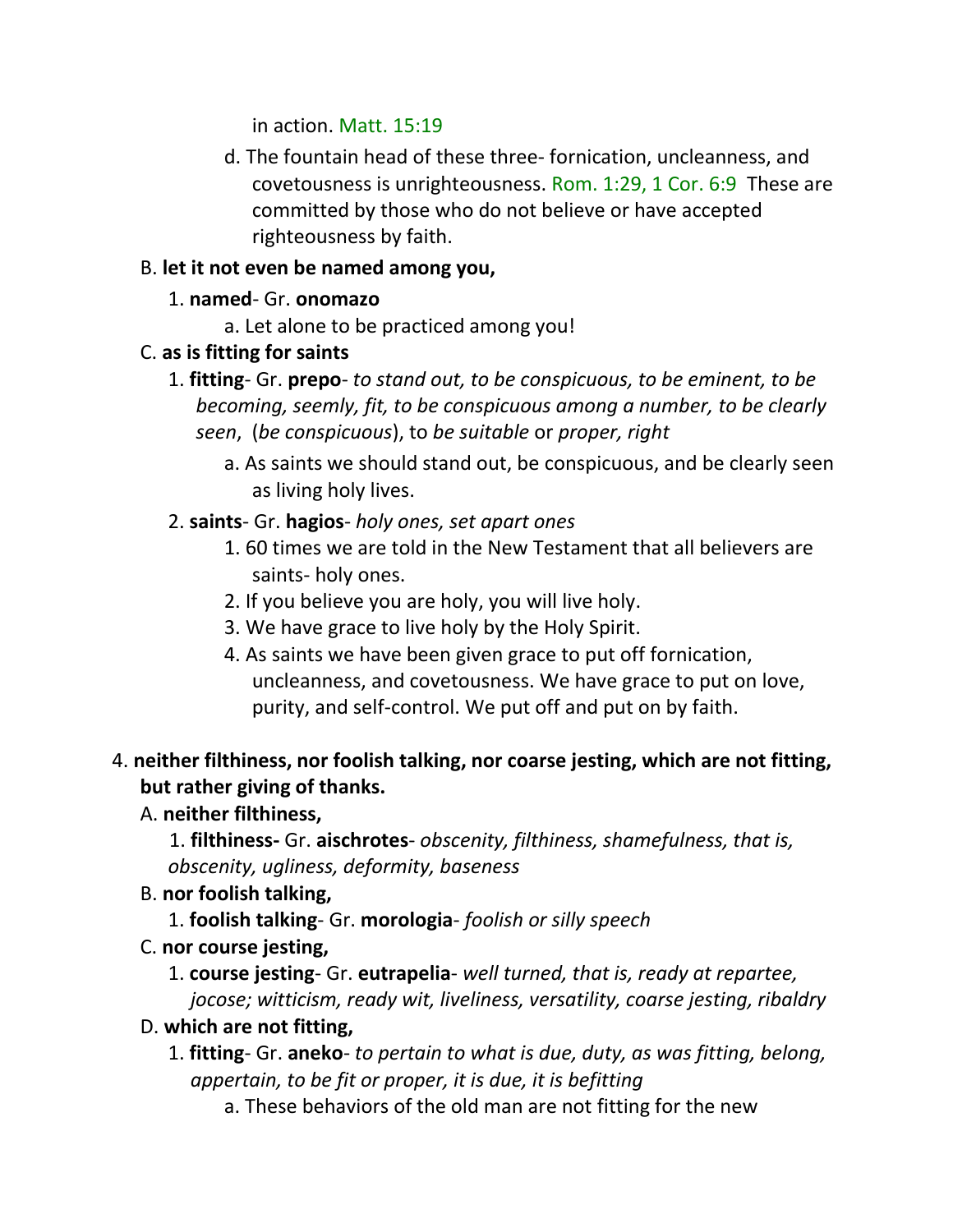in action. Matt. 15:19

d. The fountain head of these three- fornication, uncleanness, and covetousness is unrighteousness. Rom. 1:29, 1 Cor. 6:9 These are committed by those who do not believe or have accepted righteousness by faith.

B. **let it not even be named among you,**

1. **named**- Gr. **onomazo**

a. Let alone to be practiced among you!

C. **as is fitting for saints**

1. **fitting**- Gr. **prepo**- *to stand out, to be conspicuous, to be eminent, to be becoming, seemly, fit, to be conspicuous among a number, to be clearly seen*, (*be conspicuous*), to *be suitable* or *proper, right*

a. As saints we should stand out, be conspicuous, and be clearly seen as living holy lives.

2. **saints**- Gr. **hagios**- *holy ones, set apart ones*

1. 60 times we are told in the New Testament that all believers are saints- holy ones.
2. If you believe you are holy, you will live holy.
3. We have grace to live holy by the Holy Spirit.
4. As saints we have been given grace to put off fornication, uncleanness, and covetousness. We have grace to put on love, purity, and self-control. We put off and put on by faith.

4. **neither filthiness, nor foolish talking, nor coarse jesting, which are not fitting, but rather giving of thanks.**

A. **neither filthiness,**

1. **filthiness-** Gr. **aischrotes**- *obscenity, filthiness, shamefulness, that is, obscenity, ugliness, deformity, baseness*

B. **nor foolish talking,**

1. **foolish talking**- Gr. **morologia**- *foolish or silly speech*

C. **nor course jesting,**

1. **course jesting**- Gr. **eutrapelia**- *well turned, that is, ready at repartee, jocose; witticism, ready wit, liveliness, versatility, coarse jesting, ribaldry*

D. **which are not fitting,**

1. **fitting**- Gr. **aneko**- *to pertain to what is due, duty, as was fitting, belong, appertain, to be fit or proper, it is due, it is befitting*

a. These behaviors of the old man are not fitting for the new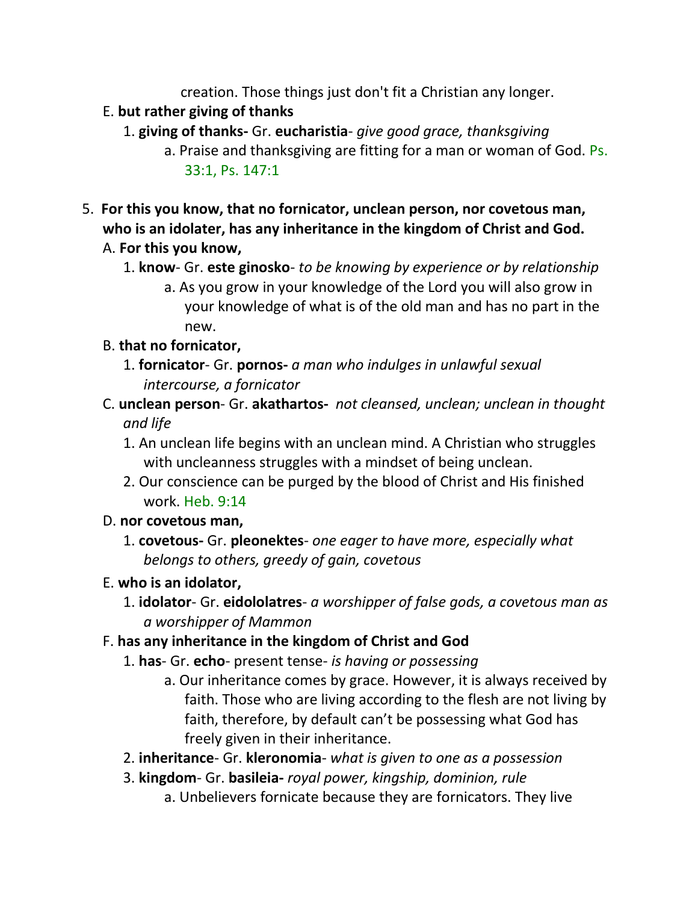creation. Those things just don't fit a Christian any longer.

E. **but rather giving of thanks**

1. **giving of thanks-** Gr. **eucharistia**- *give good grace, thanksgiving*

a. Praise and thanksgiving are fitting for a man or woman of God. Ps. 33:1, Ps. 147:1

5. **For this you know, that no fornicator, unclean person, nor covetous man, who is an idolater, has any inheritance in the kingdom of Christ and God.**

A. **For this you know,**

1. **know**- Gr. **este ginosko**- *to be knowing by experience or by relationship*

a. As you grow in your knowledge of the Lord you will also grow in your knowledge of what is of the old man and has no part in the new.

B. **that no fornicator,**

1. **fornicator**- Gr. **pornos-** *a man who indulges in unlawful sexual intercourse, a fornicator*

C. **unclean person**- Gr. **akathartos-** *not cleansed, unclean; unclean in thought and life*

1. An unclean life begins with an unclean mind. A Christian who struggles with uncleanness struggles with a mindset of being unclean.

2. Our conscience can be purged by the blood of Christ and His finished work. Heb. 9:14

D. **nor covetous man,**

1. **covetous-** Gr. **pleonektes**- *one eager to have more, especially what belongs to others, greedy of gain, covetous*

E. **who is an idolator,**

1. **idolator**- Gr. **eidololatres**- *a worshipper of false gods, a covetous man as a worshipper of Mammon*

F. **has any inheritance in the kingdom of Christ and God**

1. **has**- Gr. **echo**- present tense- *is having or possessing*

a. Our inheritance comes by grace. However, it is always received by faith. Those who are living according to the flesh are not living by faith, therefore, by default can't be possessing what God has freely given in their inheritance.

2. **inheritance**- Gr. **kleronomia**- *what is given to one as a possession*

3. **kingdom**- Gr. **basileia-** *royal power, kingship, dominion, rule*

a. Unbelievers fornicate because they are fornicators. They live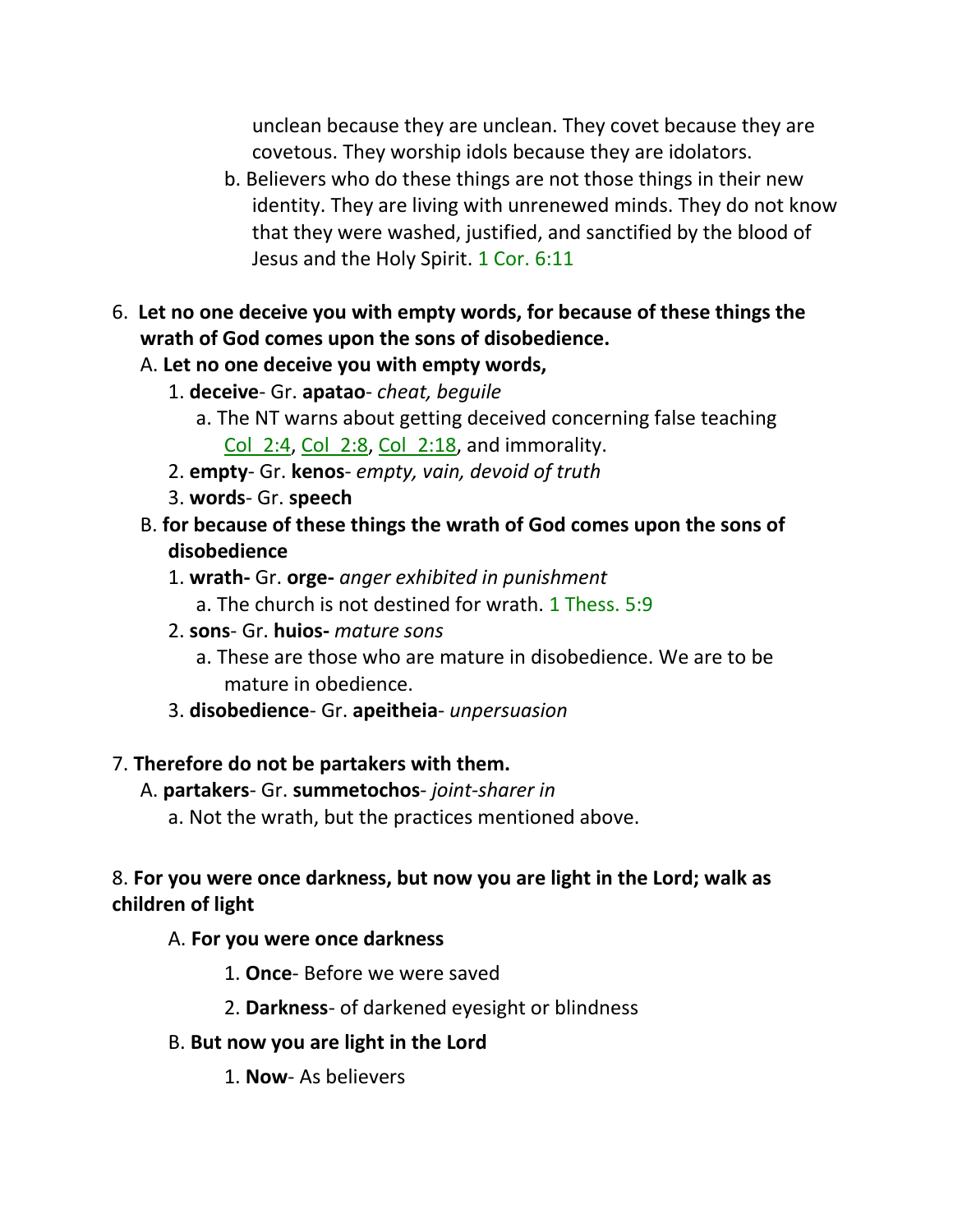unclean because they are unclean. They covet because they are covetous. They worship idols because they are idolators.

b. Believers who do these things are not those things in their new identity. They are living with unrenewed minds. They do not know that they were washed, justified, and sanctified by the blood of Jesus and the Holy Spirit. 1 Cor. 6:11

6. **Let no one deceive you with empty words, for because of these things the wrath of God comes upon the sons of disobedience.**

A. **Let no one deceive you with empty words,**

1. **deceive**- Gr. **apatao**- *cheat, beguile*

a. The NT warns about getting deceived concerning false teaching Col_2:4, Col_2:8, Col_2:18, and immorality.

2. **empty**- Gr. **kenos**- *empty, vain, devoid of truth*

3. **words**- Gr. **speech**

B. **for because of these things the wrath of God comes upon the sons of disobedience**

1. **wrath-** Gr. **orge-** *anger exhibited in punishment*

a. The church is not destined for wrath. 1 Thess. 5:9

2. **sons**- Gr. **huios-** *mature sons*

a. These are those who are mature in disobedience. We are to be mature in obedience.

3. **disobedience**- Gr. **apeitheia**- *unpersuasion*

7. **Therefore do not be partakers with them.**

A. **partakers**- Gr. **summetochos**- *joint-sharer in*

a. Not the wrath, but the practices mentioned above.

8. **For you were once darkness, but now you are light in the Lord; walk as children of light**

A. **For you were once darkness**

1. **Once**- Before we were saved

2. **Darkness**- of darkened eyesight or blindness

B. **But now you are light in the Lord**

1. **Now**- As believers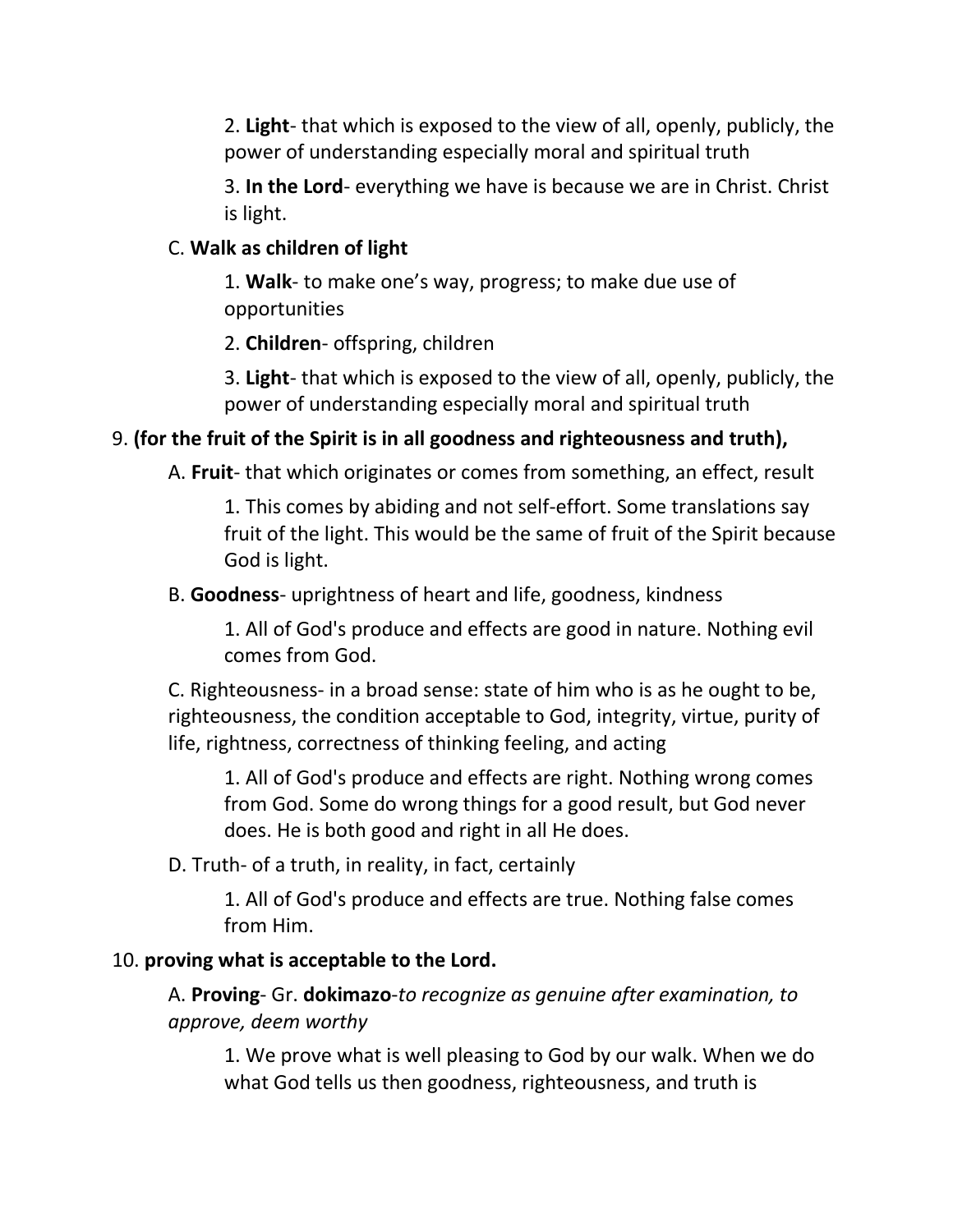2. **Light**- that which is exposed to the view of all, openly, publicly, the power of understanding especially moral and spiritual truth

3. **In the Lord**- everything we have is because we are in Christ. Christ is light.

C. **Walk as children of light**

1. **Walk**- to make one's way, progress; to make due use of opportunities

2. **Children**- offspring, children

3. **Light**- that which is exposed to the view of all, openly, publicly, the power of understanding especially moral and spiritual truth

9. **(for the fruit of the Spirit is in all goodness and righteousness and truth),**

A. **Fruit**- that which originates or comes from something, an effect, result

1. This comes by abiding and not self-effort. Some translations say fruit of the light. This would be the same of fruit of the Spirit because God is light.

B. **Goodness**- uprightness of heart and life, goodness, kindness

1. All of God's produce and effects are good in nature. Nothing evil comes from God.

C. Righteousness- in a broad sense: state of him who is as he ought to be, righteousness, the condition acceptable to God, integrity, virtue, purity of life, rightness, correctness of thinking feeling, and acting

1. All of God's produce and effects are right. Nothing wrong comes from God. Some do wrong things for a good result, but God never does. He is both good and right in all He does.

D. Truth- of a truth, in reality, in fact, certainly

1. All of God's produce and effects are true. Nothing false comes from Him.

10. **proving what is acceptable to the Lord.**

A. **Proving**- Gr. **dokimazo**-*to recognize as genuine after examination, to approve, deem worthy*

1. We prove what is well pleasing to God by our walk. When we do what God tells us then goodness, righteousness, and truth is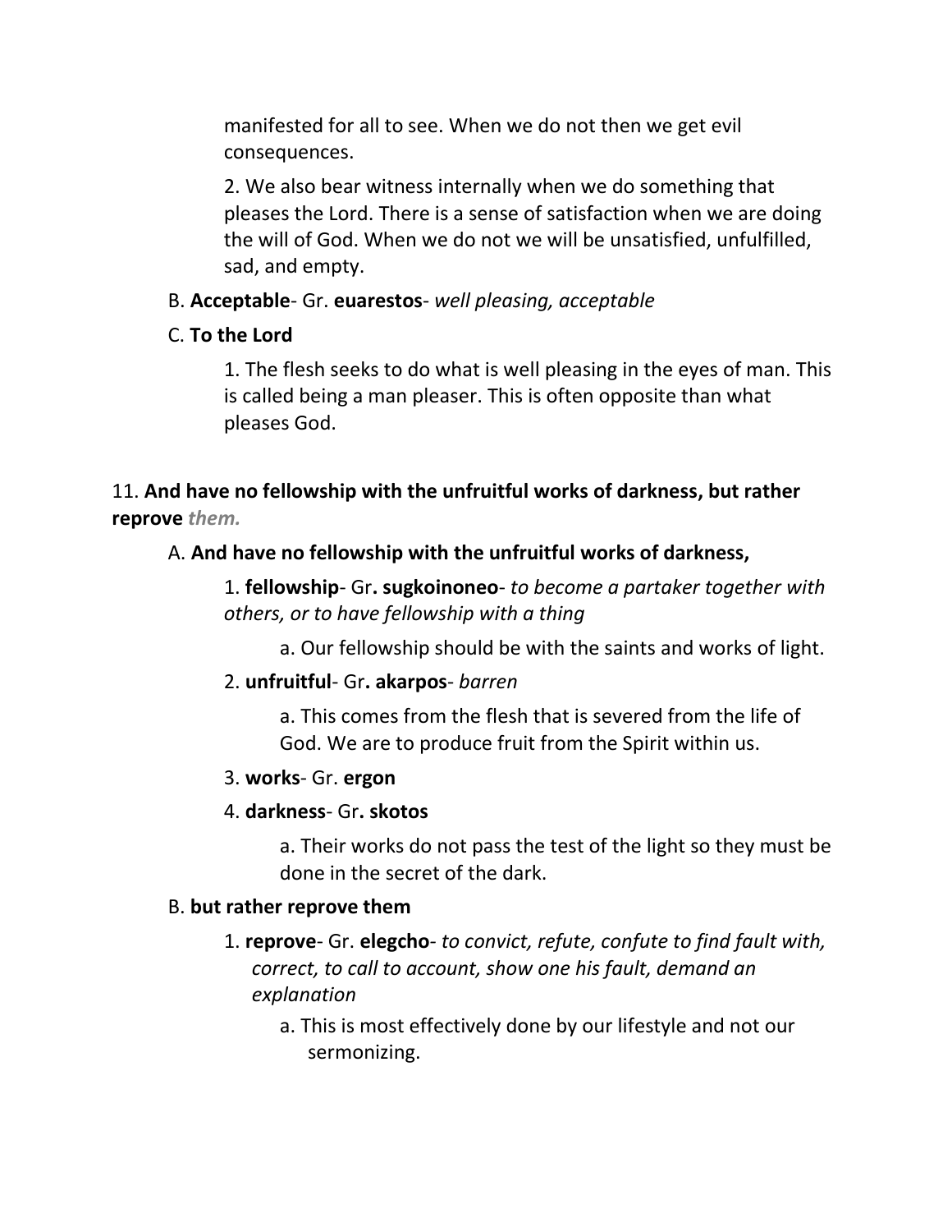manifested for all to see. When we do not then we get evil consequences.

2. We also bear witness internally when we do something that pleases the Lord. There is a sense of satisfaction when we are doing the will of God. When we do not we will be unsatisfied, unfulfilled, sad, and empty.

B. **Acceptable**- Gr. **euarestos**- *well pleasing, acceptable*

C. **To the Lord**

1. The flesh seeks to do what is well pleasing in the eyes of man. This is called being a man pleaser. This is often opposite than what pleases God.

11. **And have no fellowship with the unfruitful works of darkness, but rather reprove** ***them.***

A. **And have no fellowship with the unfruitful works of darkness,**

1. **fellowship**- Gr**. sugkoinoneo**- *to become a partaker together with others, or to have fellowship with a thing*

a. Our fellowship should be with the saints and works of light.

2. **unfruitful**- Gr**. akarpos**- *barren*

a. This comes from the flesh that is severed from the life of God. We are to produce fruit from the Spirit within us.

3. **works**- Gr. **ergon**

4. **darkness**- Gr**. skotos**

a. Their works do not pass the test of the light so they must be done in the secret of the dark.

B. **but rather reprove them**

1. **reprove**- Gr. **elegcho**- *to convict, refute, confute to find fault with, correct, to call to account, show one his fault, demand an explanation*

a. This is most effectively done by our lifestyle and not our sermonizing.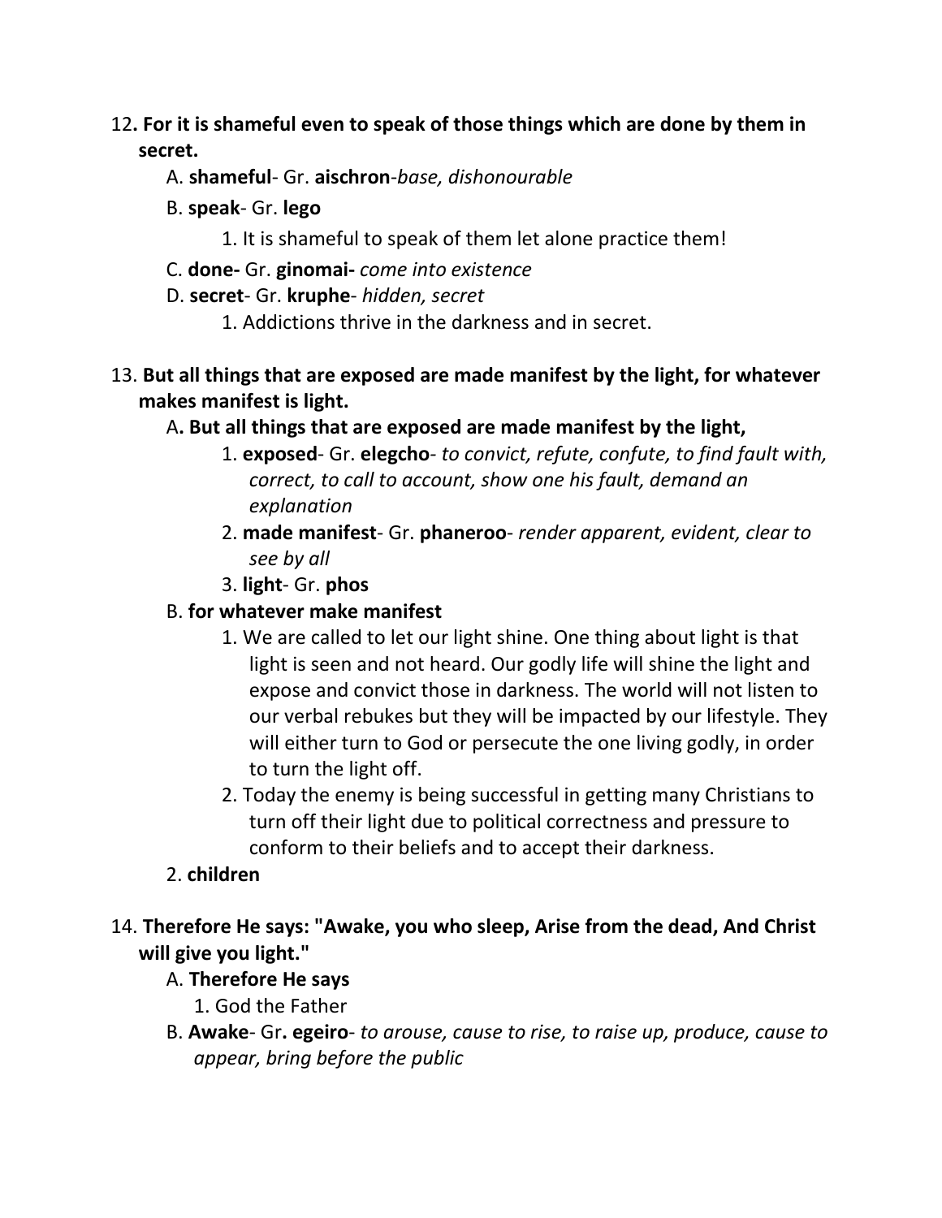12**. For it is shameful even to speak of those things which are done by them in secret.**

A. **shameful**- Gr. **aischron**-*base, dishonourable*

B. **speak**- Gr. **lego**

1. It is shameful to speak of them let alone practice them!

C. **done-** Gr. **ginomai-** *come into existence*

D. **secret**- Gr. **kruphe**- *hidden, secret*

1. Addictions thrive in the darkness and in secret.

13. **But all things that are exposed are made manifest by the light, for whatever makes manifest is light.**

A**. But all things that are exposed are made manifest by the light,**

1. **exposed**- Gr. **elegcho**- *to convict, refute, confute, to find fault with, correct, to call to account, show one his fault, demand an explanation*
2. **made manifest**- Gr. **phaneroo**- *render apparent, evident, clear to see by all*
3. **light**- Gr. **phos**

B. **for whatever make manifest**

1. We are called to let our light shine. One thing about light is that light is seen and not heard. Our godly life will shine the light and expose and convict those in darkness. The world will not listen to our verbal rebukes but they will be impacted by our lifestyle. They will either turn to God or persecute the one living godly, in order to turn the light off.
2. Today the enemy is being successful in getting many Christians to turn off their light due to political correctness and pressure to conform to their beliefs and to accept their darkness.

2. **children**

14. **Therefore He says: "Awake, you who sleep, Arise from the dead, And Christ will give you light."**

A. **Therefore He says**

1. God the Father

B. **Awake**- Gr**. egeiro**- *to arouse, cause to rise, to raise up, produce, cause to appear, bring before the public*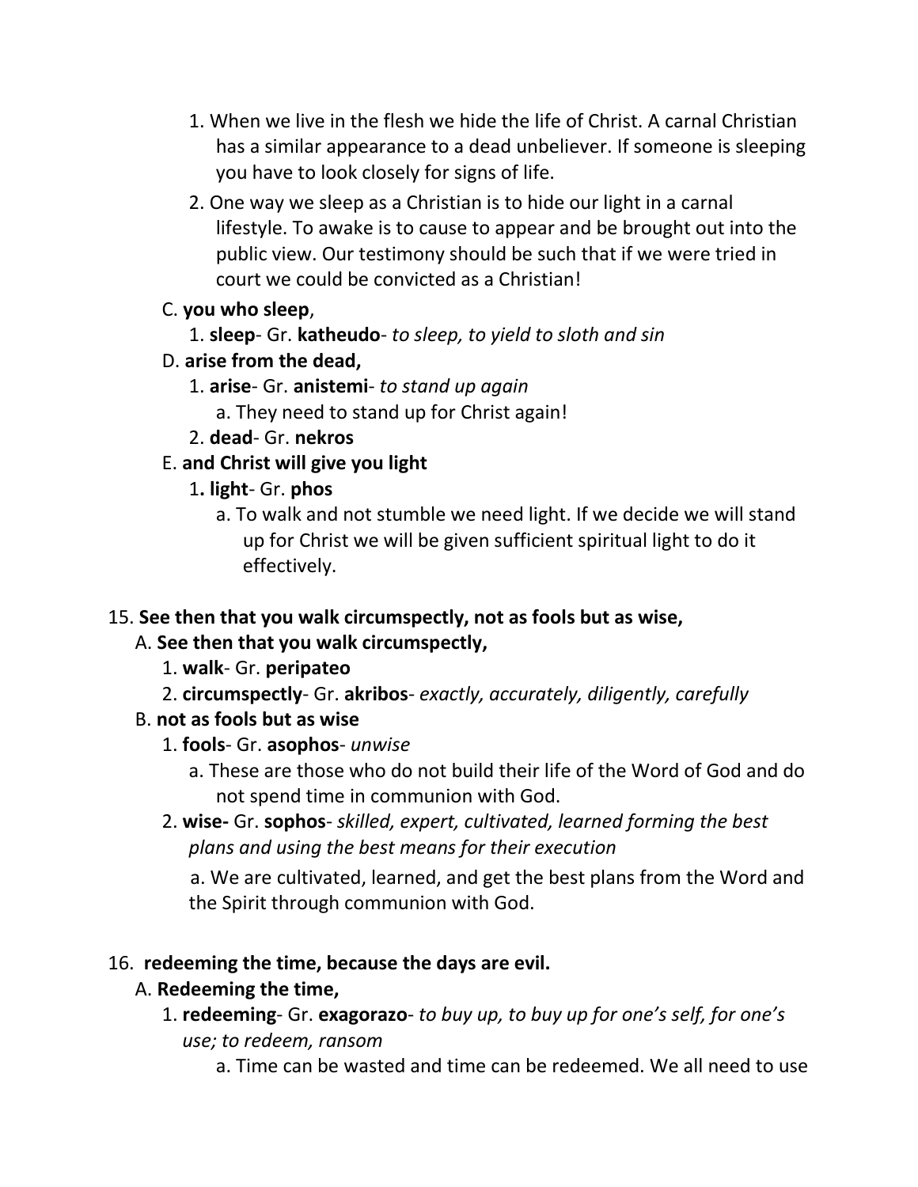1. When we live in the flesh we hide the life of Christ. A carnal Christian has a similar appearance to a dead unbeliever. If someone is sleeping you have to look closely for signs of life.
2. One way we sleep as a Christian is to hide our light in a carnal lifestyle. To awake is to cause to appear and be brought out into the public view. Our testimony should be such that if we were tried in court we could be convicted as a Christian!

C. **you who sleep**,

1. **sleep**- Gr. **katheudo**- *to sleep, to yield to sloth and sin*

D. **arise from the dead,**

1. **arise**- Gr. **anistemi**- *to stand up again*
   a. They need to stand up for Christ again!
2. **dead**- Gr. **nekros**

E. **and Christ will give you light**

1. **light**- Gr. **phos**
   a. To walk and not stumble we need light. If we decide we will stand up for Christ we will be given sufficient spiritual light to do it effectively.

15. **See then that you walk circumspectly, not as fools but as wise,**

A. **See then that you walk circumspectly,**

1. **walk**- Gr. **peripateo**
2. **circumspectly**- Gr. **akribos**- *exactly, accurately, diligently, carefully*

B. **not as fools but as wise**

1. **fools**- Gr. **asophos**- *unwise*
   a. These are those who do not build their life of the Word of God and do not spend time in communion with God.
2. **wise-** Gr. **sophos**- *skilled, expert, cultivated, learned forming the best plans and using the best means for their execution*
   a. We are cultivated, learned, and get the best plans from the Word and the Spirit through communion with God.

16. **redeeming the time, because the days are evil.**

A. **Redeeming the time,**

1. **redeeming**- Gr. **exagorazo**- *to buy up, to buy up for one's self, for one's use; to redeem, ransom*
   a. Time can be wasted and time can be redeemed. We all need to use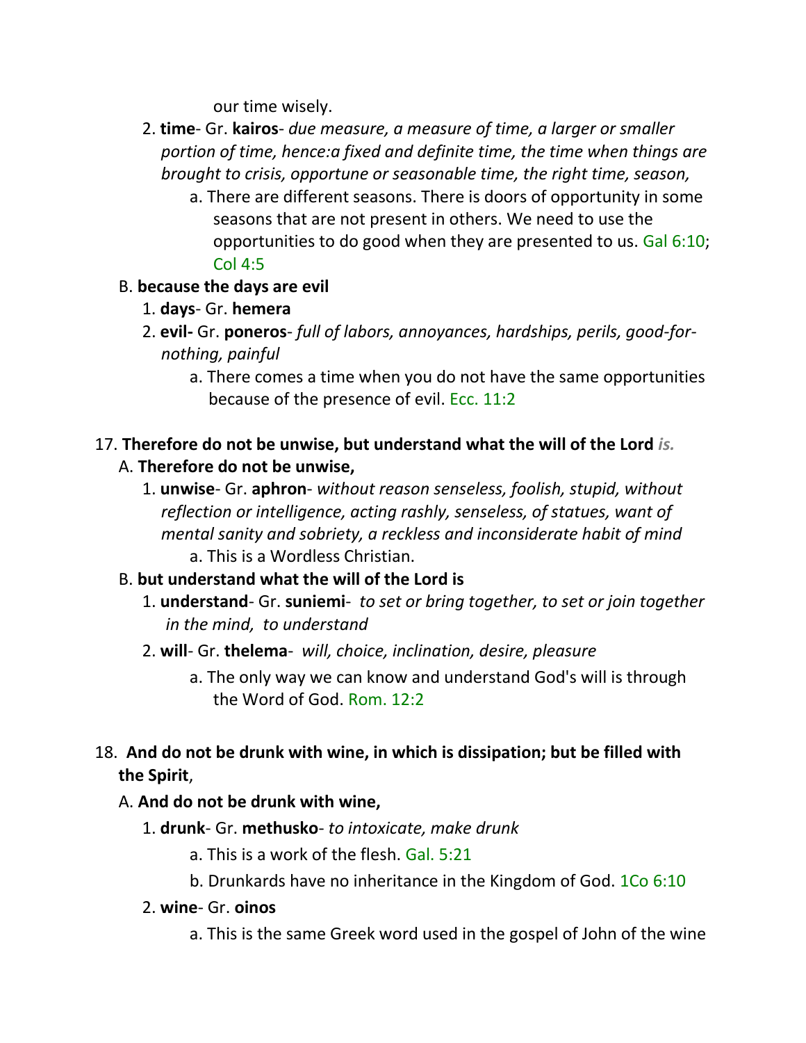our time wisely.

2. **time**- Gr. **kairos**- *due measure, a measure of time, a larger or smaller portion of time, hence:a fixed and definite time, the time when things are brought to crisis, opportune or seasonable time, the right time, season,*
   a. There are different seasons. There is doors of opportunity in some seasons that are not present in others. We need to use the opportunities to do good when they are presented to us. Gal 6:10; Col 4:5

B. **because the days are evil**

1. **days**- Gr. **hemera**
2. **evil-** Gr. **poneros**- *full of labors, annoyances, hardships, perils, good-for-nothing, painful*
   a. There comes a time when you do not have the same opportunities because of the presence of evil. Ecc. 11:2

17. **Therefore do not be unwise, but understand what the will of the Lord** ***is.***

A. **Therefore do not be unwise,**

1. **unwise**- Gr. **aphron**- *without reason senseless, foolish, stupid, without reflection or intelligence, acting rashly, senseless, of statues, want of mental sanity and sobriety, a reckless and inconsiderate habit of mind*
   a. This is a Wordless Christian.

B. **but understand what the will of the Lord is**

1. **understand**- Gr. **suniemi**- *to set or bring together, to set or join together in the mind, to understand*
2. **will**- Gr. **thelema**- *will, choice, inclination, desire, pleasure*
   a. The only way we can know and understand God's will is through the Word of God. Rom. 12:2

18. **And do not be drunk with wine, in which is dissipation; but be filled with the Spirit**,

A. **And do not be drunk with wine,**

1. **drunk**- Gr. **methusko**- *to intoxicate, make drunk*
   a. This is a work of the flesh. Gal. 5:21
   b. Drunkards have no inheritance in the Kingdom of God. 1Co 6:10
2. **wine**- Gr. **oinos**
   a. This is the same Greek word used in the gospel of John of the wine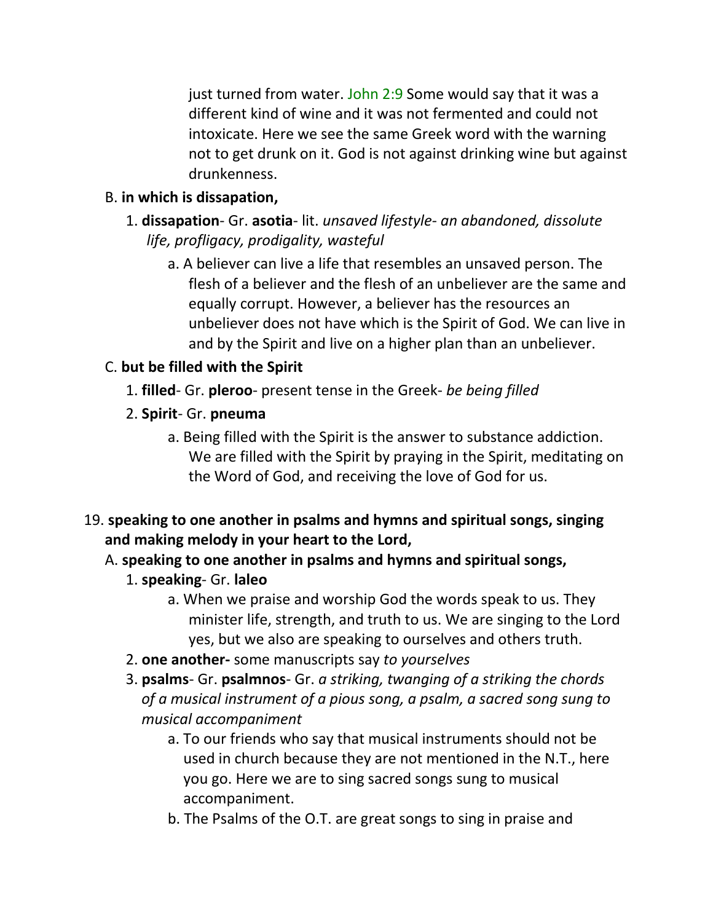just turned from water. John 2:9 Some would say that it was a different kind of wine and it was not fermented and could not intoxicate. Here we see the same Greek word with the warning not to get drunk on it. God is not against drinking wine but against drunkenness.

B. **in which is dissapation,**

1. **dissapation**- Gr. **asotia**- lit. *unsaved lifestyle- an abandoned, dissolute life, profligacy, prodigality, wasteful*

a. A believer can live a life that resembles an unsaved person. The flesh of a believer and the flesh of an unbeliever are the same and equally corrupt. However, a believer has the resources an unbeliever does not have which is the Spirit of God. We can live in and by the Spirit and live on a higher plan than an unbeliever.

C. **but be filled with the Spirit**

1. **filled**- Gr. **pleroo**- present tense in the Greek- *be being filled*

2. **Spirit**- Gr. **pneuma**

a. Being filled with the Spirit is the answer to substance addiction. We are filled with the Spirit by praying in the Spirit, meditating on the Word of God, and receiving the love of God for us.

19. **speaking to one another in psalms and hymns and spiritual songs, singing and making melody in your heart to the Lord,**

A. **speaking to one another in psalms and hymns and spiritual songs,**

1. **speaking**- Gr. **laleo**

a. When we praise and worship God the words speak to us. They minister life, strength, and truth to us. We are singing to the Lord yes, but we also are speaking to ourselves and others truth.

2. **one another-** some manuscripts say *to yourselves*

3. **psalms**- Gr. **psalmnos**- Gr. *a striking, twanging of a striking the chords of a musical instrument of a pious song, a psalm, a sacred song sung to musical accompaniment*

a. To our friends who say that musical instruments should not be used in church because they are not mentioned in the N.T., here you go. Here we are to sing sacred songs sung to musical accompaniment.

b. The Psalms of the O.T. are great songs to sing in praise and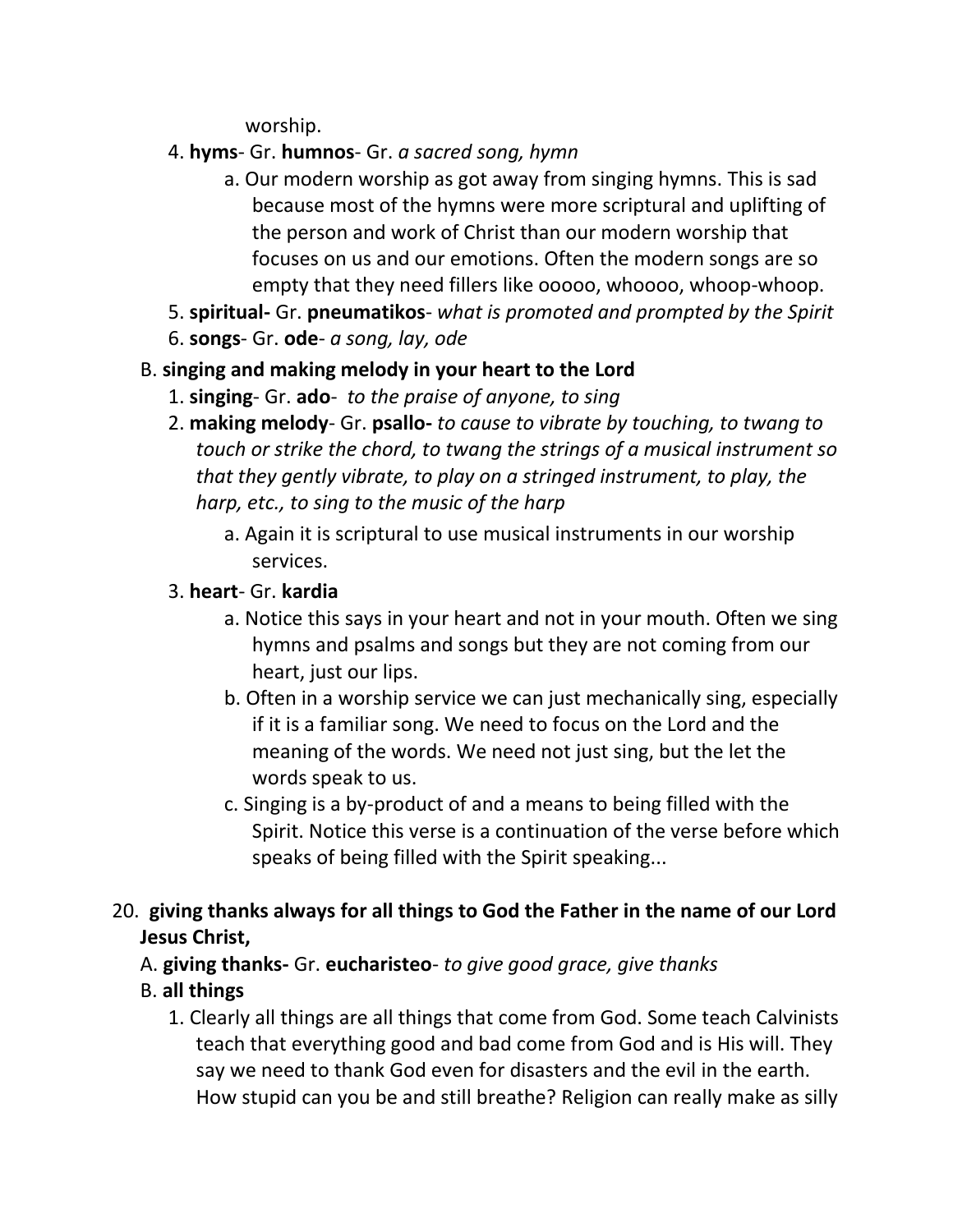worship.

4. **hyms**- Gr. **humnos**- Gr. *a sacred song, hymn*
    a. Our modern worship as got away from singing hymns. This is sad because most of the hymns were more scriptural and uplifting of the person and work of Christ than our modern worship that focuses on us and our emotions. Often the modern songs are so empty that they need fillers like ooooo, whoooo, whoop-whoop.
5. **spiritual-** Gr. **pneumatikos**- *what is promoted and prompted by the Spirit*
6. **songs**- Gr. **ode**- *a song, lay, ode*

B. **singing and making melody in your heart to the Lord**

1. **singing**- Gr. **ado**- *to the praise of anyone, to sing*
2. **making melody**- Gr. **psallo-** *to cause to vibrate by touching, to twang to touch or strike the chord, to twang the strings of a musical instrument so that they gently vibrate, to play on a stringed instrument, to play, the harp, etc., to sing to the music of the harp*
    a. Again it is scriptural to use musical instruments in our worship services.
3. **heart**- Gr. **kardia**
    a. Notice this says in your heart and not in your mouth. Often we sing hymns and psalms and songs but they are not coming from our heart, just our lips.
    b. Often in a worship service we can just mechanically sing, especially if it is a familiar song. We need to focus on the Lord and the meaning of the words. We need not just sing, but the let the words speak to us.
    c. Singing is a by-product of and a means to being filled with the Spirit. Notice this verse is a continuation of the verse before which speaks of being filled with the Spirit speaking...

20. **giving thanks always for all things to God the Father in the name of our Lord Jesus Christ,**

A. **giving thanks-** Gr. **eucharisteo**- *to give good grace, give thanks*

B. **all things**

1. Clearly all things are all things that come from God. Some teach Calvinists teach that everything good and bad come from God and is His will. They say we need to thank God even for disasters and the evil in the earth. How stupid can you be and still breathe? Religion can really make as silly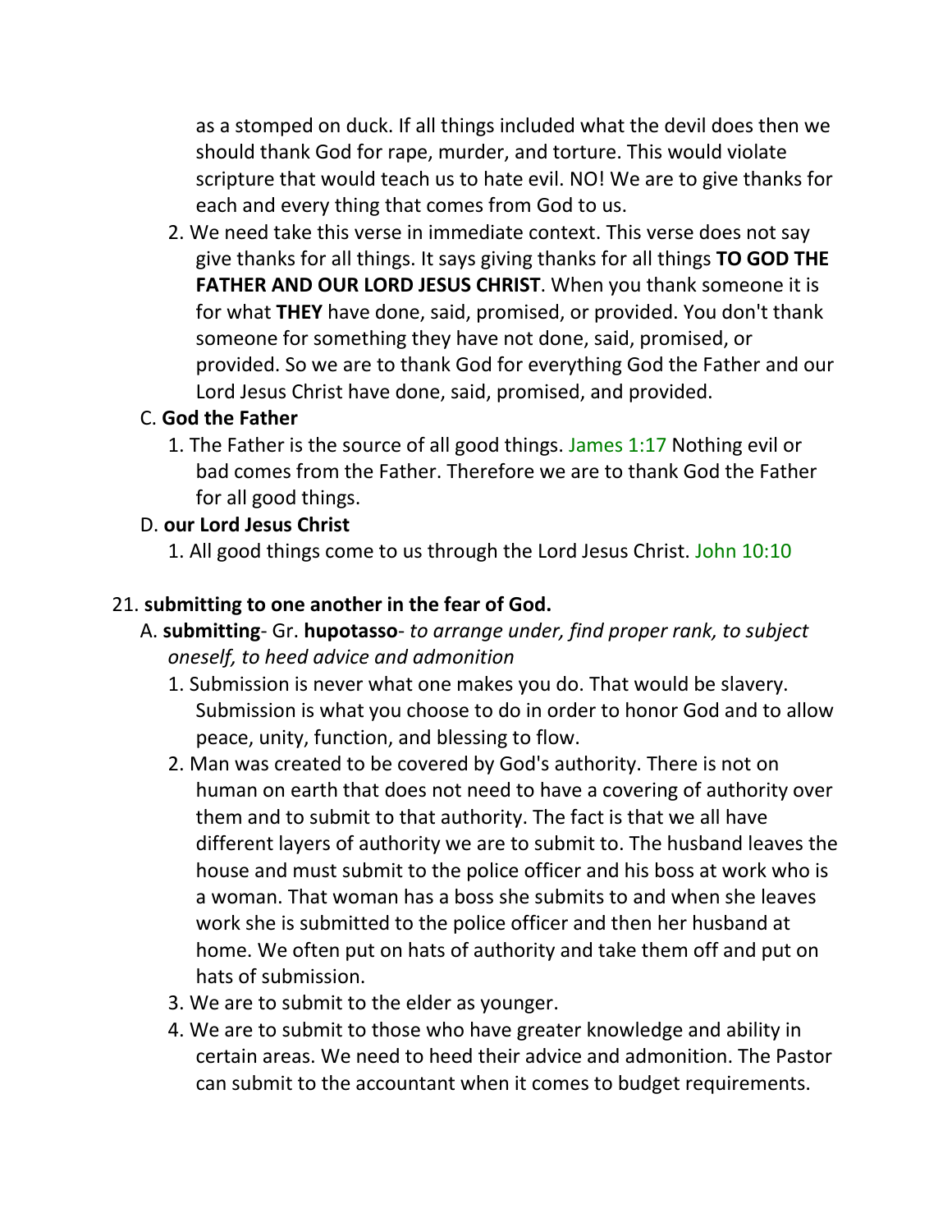as a stomped on duck. If all things included what the devil does then we should thank God for rape, murder, and torture. This would violate scripture that would teach us to hate evil. NO! We are to give thanks for each and every thing that comes from God to us.

2. We need take this verse in immediate context. This verse does not say give thanks for all things. It says giving thanks for all things **TO GOD THE FATHER AND OUR LORD JESUS CHRIST**. When you thank someone it is for what **THEY** have done, said, promised, or provided. You don't thank someone for something they have not done, said, promised, or provided. So we are to thank God for everything God the Father and our Lord Jesus Christ have done, said, promised, and provided.

C. **God the Father**

1. The Father is the source of all good things. James 1:17 Nothing evil or bad comes from the Father. Therefore we are to thank God the Father for all good things.

D. **our Lord Jesus Christ**

1. All good things come to us through the Lord Jesus Christ. John 10:10

21. **submitting to one another in the fear of God.**

A. **submitting**- Gr. **hupotasso**- *to arrange under, find proper rank, to subject oneself, to heed advice and admonition*

1. Submission is never what one makes you do. That would be slavery. Submission is what you choose to do in order to honor God and to allow peace, unity, function, and blessing to flow.
2. Man was created to be covered by God's authority. There is not on human on earth that does not need to have a covering of authority over them and to submit to that authority. The fact is that we all have different layers of authority we are to submit to. The husband leaves the house and must submit to the police officer and his boss at work who is a woman. That woman has a boss she submits to and when she leaves work she is submitted to the police officer and then her husband at home. We often put on hats of authority and take them off and put on hats of submission.
3. We are to submit to the elder as younger.
4. We are to submit to those who have greater knowledge and ability in certain areas. We need to heed their advice and admonition. The Pastor can submit to the accountant when it comes to budget requirements.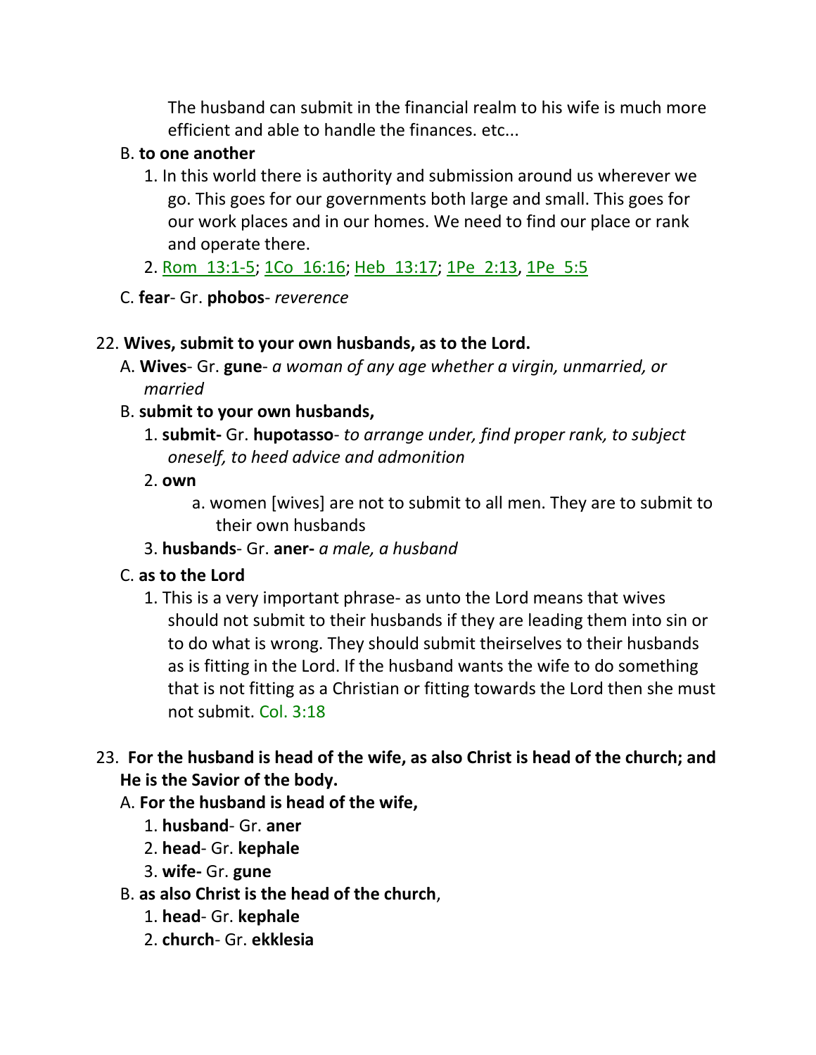The husband can submit in the financial realm to his wife is much more efficient and able to handle the finances. etc...

B. **to one another**

1. In this world there is authority and submission around us wherever we go. This goes for our governments both large and small. This goes for our work places and in our homes. We need to find our place or rank and operate there.
2. Rom_13:1-5; 1Co_16:16; Heb_13:17; 1Pe_2:13, 1Pe_5:5

C. **fear**- Gr. **phobos**- *reverence*

22. **Wives, submit to your own husbands, as to the Lord.**

A. **Wives**- Gr. **gune**- *a woman of any age whether a virgin, unmarried, or married*

B. **submit to your own husbands,**

1. **submit-** Gr. **hupotasso**- *to arrange under, find proper rank, to subject oneself, to heed advice and admonition*
2. **own**
    a. women [wives] are not to submit to all men. They are to submit to their own husbands
3. **husbands**- Gr. **aner-** *a male, a husband*

C. **as to the Lord**

1. This is a very important phrase- as unto the Lord means that wives should not submit to their husbands if they are leading them into sin or to do what is wrong. They should submit theirselves to their husbands as is fitting in the Lord. If the husband wants the wife to do something that is not fitting as a Christian or fitting towards the Lord then she must not submit. Col. 3:18

23. **For the husband is head of the wife, as also Christ is head of the church; and He is the Savior of the body.**

A. **For the husband is head of the wife,**

1. **husband**- Gr. **aner**
2. **head**- Gr. **kephale**
3. **wife-** Gr. **gune**

B. **as also Christ is the head of the church**,

1. **head**- Gr. **kephale**
2. **church**- Gr. **ekklesia**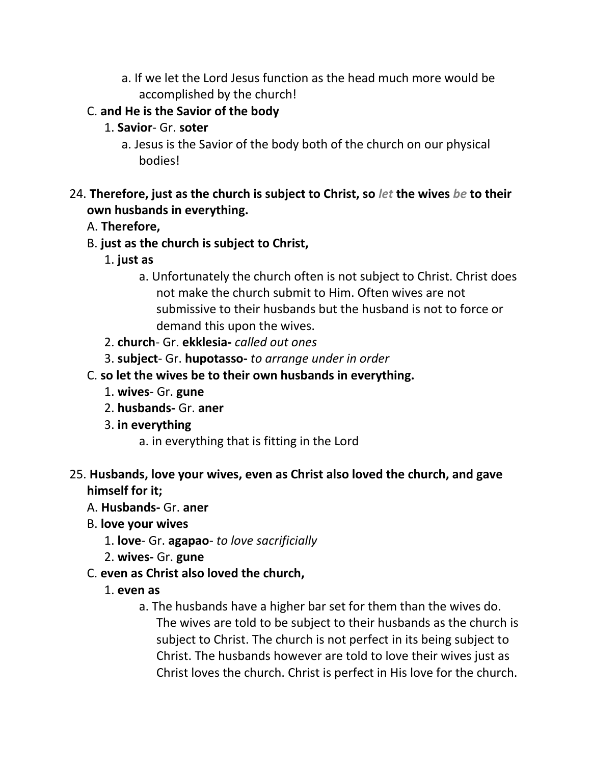a. If we let the Lord Jesus function as the head much more would be accomplished by the church!

C. **and He is the Savior of the body**

1. **Savior**- Gr. **soter**

a. Jesus is the Savior of the body both of the church on our physical bodies!

24. **Therefore, just as the church is subject to Christ, so *let* the wives *be* to their own husbands in everything.**

A. **Therefore,**

B. **just as the church is subject to Christ,**

1. **just as**

a. Unfortunately the church often is not subject to Christ. Christ does not make the church submit to Him. Often wives are not submissive to their husbands but the husband is not to force or demand this upon the wives.

2. **church**- Gr. **ekklesia-** *called out ones*

3. **subject**- Gr. **hupotasso-** *to arrange under in order*

C. **so let the wives be to their own husbands in everything.**

1. **wives**- Gr. **gune**

2. **husbands-** Gr. **aner**

3. **in everything**

a. in everything that is fitting in the Lord

25. **Husbands, love your wives, even as Christ also loved the church, and gave himself for it;**

A. **Husbands-** Gr. **aner**

B. **love your wives**

1. **love**- Gr. **agapao**- *to love sacrificially*

2. **wives-** Gr. **gune**

C. **even as Christ also loved the church,**

1. **even as**

a. The husbands have a higher bar set for them than the wives do. The wives are told to be subject to their husbands as the church is subject to Christ. The church is not perfect in its being subject to Christ. The husbands however are told to love their wives just as Christ loves the church. Christ is perfect in His love for the church.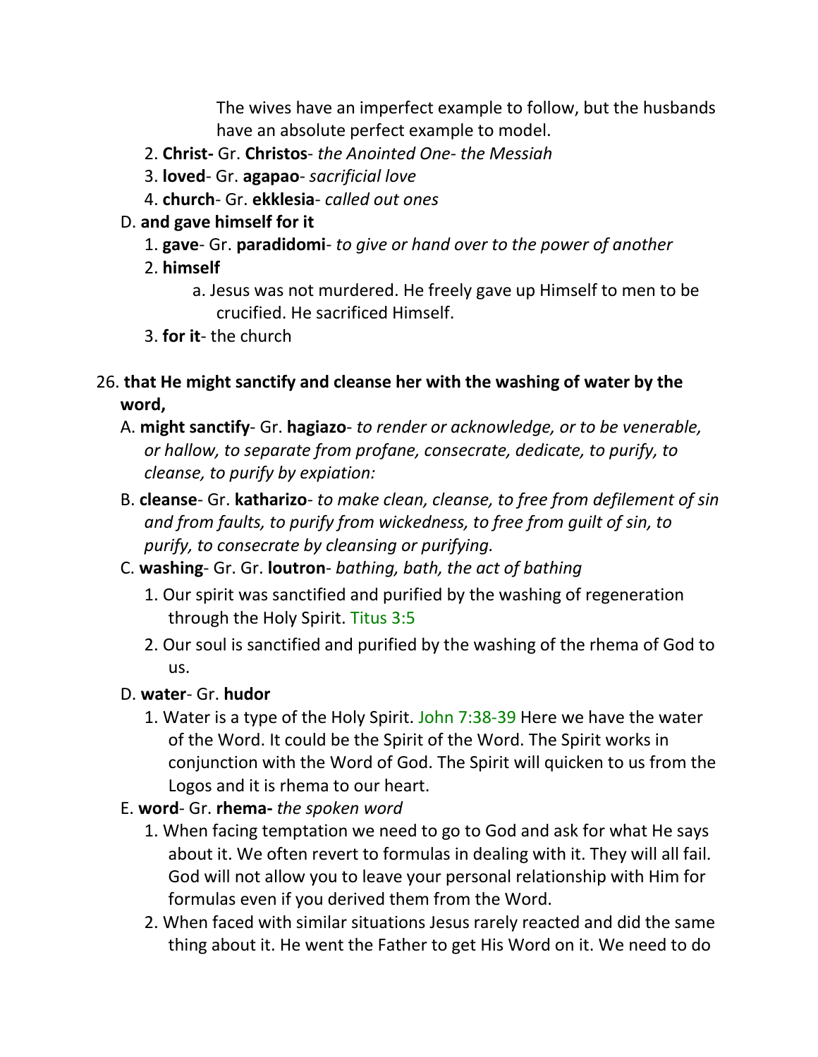The wives have an imperfect example to follow, but the husbands have an absolute perfect example to model.

2. **Christ-** Gr. **Christos**- *the Anointed One- the Messiah*
3. **loved**- Gr. **agapao**- *sacrificial love*
4. **church**- Gr. **ekklesia**- *called out ones*

D. **and gave himself for it**

1. **gave**- Gr. **paradidomi**- *to give or hand over to the power of another*
2. **himself**
   a. Jesus was not murdered. He freely gave up Himself to men to be crucified. He sacrificed Himself.
3. **for it**- the church

26. **that He might sanctify and cleanse her with the washing of water by the word,**

A. **might sanctify**- Gr. **hagiazo**- *to render or acknowledge, or to be venerable, or hallow, to separate from profane, consecrate, dedicate, to purify, to cleanse, to purify by expiation:*

B. **cleanse**- Gr. **katharizo**- *to make clean, cleanse, to free from defilement of sin and from faults, to purify from wickedness, to free from guilt of sin, to purify, to consecrate by cleansing or purifying.*

C. **washing**- Gr. Gr. **loutron**- *bathing, bath, the act of bathing*

1. Our spirit was sanctified and purified by the washing of regeneration through the Holy Spirit. Titus 3:5
2. Our soul is sanctified and purified by the washing of the rhema of God to us.

D. **water**- Gr. **hudor**

1. Water is a type of the Holy Spirit. John 7:38-39 Here we have the water of the Word. It could be the Spirit of the Word. The Spirit works in conjunction with the Word of God. The Spirit will quicken to us from the Logos and it is rhema to our heart.

E. **word**- Gr. **rhema-** *the spoken word*

1. When facing temptation we need to go to God and ask for what He says about it. We often revert to formulas in dealing with it. They will all fail. God will not allow you to leave your personal relationship with Him for formulas even if you derived them from the Word.
2. When faced with similar situations Jesus rarely reacted and did the same thing about it. He went the Father to get His Word on it. We need to do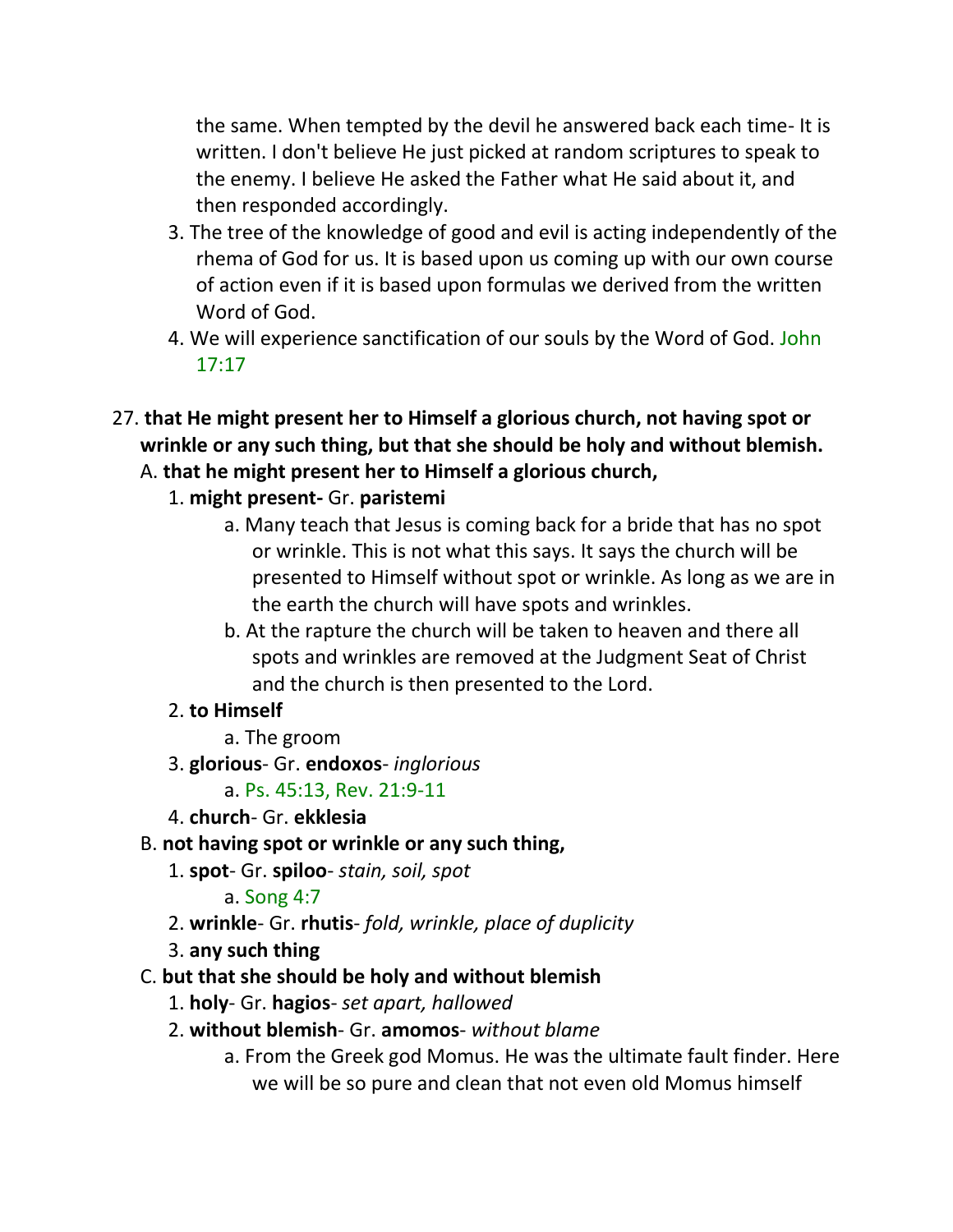the same. When tempted by the devil he answered back each time- It is written. I don't believe He just picked at random scriptures to speak to the enemy. I believe He asked the Father what He said about it, and then responded accordingly.

3. The tree of the knowledge of good and evil is acting independently of the rhema of God for us. It is based upon us coming up with our own course of action even if it is based upon formulas we derived from the written Word of God.
4. We will experience sanctification of our souls by the Word of God. John 17:17

27. **that He might present her to Himself a glorious church, not having spot or wrinkle or any such thing, but that she should be holy and without blemish.**
   A. **that he might present her to Himself a glorious church,**
      1. **might present-** Gr. **paristemi**
         a. Many teach that Jesus is coming back for a bride that has no spot or wrinkle. This is not what this says. It says the church will be presented to Himself without spot or wrinkle. As long as we are in the earth the church will have spots and wrinkles.
         b. At the rapture the church will be taken to heaven and there all spots and wrinkles are removed at the Judgment Seat of Christ and the church is then presented to the Lord.
      2. **to Himself**
         a. The groom
      3. **glorious**- Gr. **endoxos**- *inglorious*
         a. Ps. 45:13, Rev. 21:9-11
      4. **church**- Gr. **ekklesia**
   B. **not having spot or wrinkle or any such thing,**
      1. **spot**- Gr. **spiloo**- *stain, soil, spot*
         a. Song 4:7
      2. **wrinkle**- Gr. **rhutis**- *fold, wrinkle, place of duplicity*
      3. **any such thing**
   C. **but that she should be holy and without blemish**
      1. **holy**- Gr. **hagios**- *set apart, hallowed*
      2. **without blemish**- Gr. **amomos**- *without blame*
         a. From the Greek god Momus. He was the ultimate fault finder. Here we will be so pure and clean that not even old Momus himself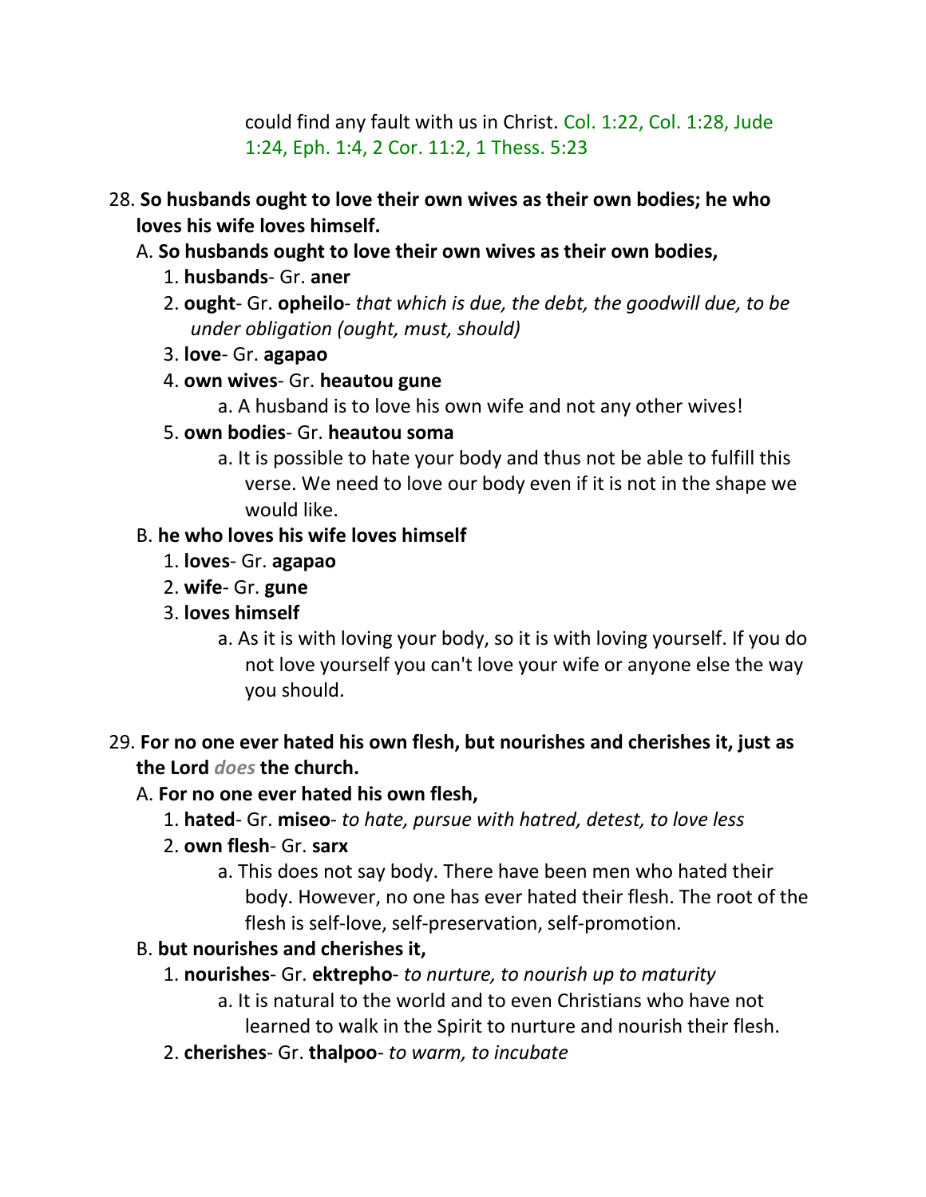could find any fault with us in Christ. Col. 1:22, Col. 1:28, Jude 1:24, Eph. 1:4, 2 Cor. 11:2, 1 Thess. 5:23

28. **So husbands ought to love their own wives as their own bodies; he who loves his wife loves himself.**
   A. **So husbands ought to love their own wives as their own bodies,**
      1. **husbands**- Gr. **aner**
      2. **ought**- Gr. **opheilo**- *that which is due, the debt, the goodwill due, to be under obligation (ought, must, should)*
      3. **love**- Gr. **agapao**
      4. **own wives**- Gr. **heautou gune**
         a. A husband is to love his own wife and not any other wives!
      5. **own bodies**- Gr. **heautou soma**
         a. It is possible to hate your body and thus not be able to fulfill this verse. We need to love our body even if it is not in the shape we would like.
   B. **he who loves his wife loves himself**
      1. **loves**- Gr. **agapao**
      2. **wife**- Gr. **gune**
      3. **loves himself**
         a. As it is with loving your body, so it is with loving yourself. If you do not love yourself you can't love your wife or anyone else the way you should.

29. **For no one ever hated his own flesh, but nourishes and cherishes it, just as the Lord *does* the church.**
   A. **For no one ever hated his own flesh,**
      1. **hated**- Gr. **miseo**- *to hate, pursue with hatred, detest, to love less*
      2. **own flesh**- Gr. **sarx**
         a. This does not say body. There have been men who hated their body. However, no one has ever hated their flesh. The root of the flesh is self-love, self-preservation, self-promotion.
   B. **but nourishes and cherishes it,**
      1. **nourishes**- Gr. **ektrepho**- *to nurture, to nourish up to maturity*
         a. It is natural to the world and to even Christians who have not learned to walk in the Spirit to nurture and nourish their flesh.
      2. **cherishes**- Gr. **thalpoo**- *to warm, to incubate*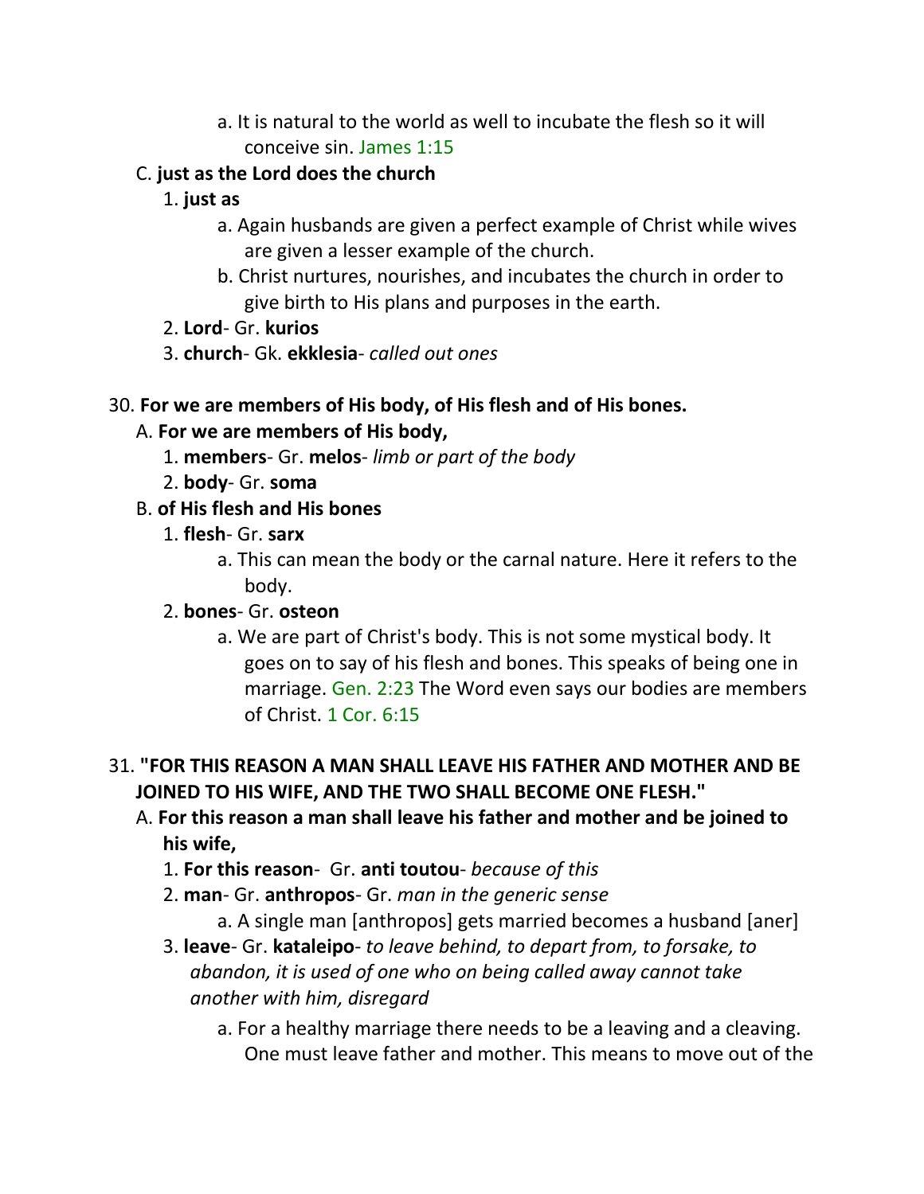a. It is natural to the world as well to incubate the flesh so it will conceive sin. James 1:15

C. **just as the Lord does the church**

1. **just as**

a. Again husbands are given a perfect example of Christ while wives are given a lesser example of the church.

b. Christ nurtures, nourishes, and incubates the church in order to give birth to His plans and purposes in the earth.

2. **Lord**- Gr. **kurios**

3. **church**- Gk. **ekklesia**- *called out ones*

30. **For we are members of His body, of His flesh and of His bones.**

A. **For we are members of His body,**

1. **members**- Gr. **melos**- *limb or part of the body*

2. **body**- Gr. **soma**

B. **of His flesh and His bones**

1. **flesh**- Gr. **sarx**

a. This can mean the body or the carnal nature. Here it refers to the body.

2. **bones**- Gr. **osteon**

a. We are part of Christ's body. This is not some mystical body. It goes on to say of his flesh and bones. This speaks of being one in marriage. Gen. 2:23 The Word even says our bodies are members of Christ. 1 Cor. 6:15

31. **"FOR THIS REASON A MAN SHALL LEAVE HIS FATHER AND MOTHER AND BE JOINED TO HIS WIFE, AND THE TWO SHALL BECOME ONE FLESH."**

A. **For this reason a man shall leave his father and mother and be joined to his wife,**

1. **For this reason**- Gr. **anti toutou**- *because of this*

2. **man**- Gr. **anthropos**- Gr. *man in the generic sense*

a. A single man [anthropos] gets married becomes a husband [aner]

3. **leave**- Gr. **kataleipo**- *to leave behind, to depart from, to forsake, to abandon, it is used of one who on being called away cannot take another with him, disregard*

a. For a healthy marriage there needs to be a leaving and a cleaving. One must leave father and mother. This means to move out of the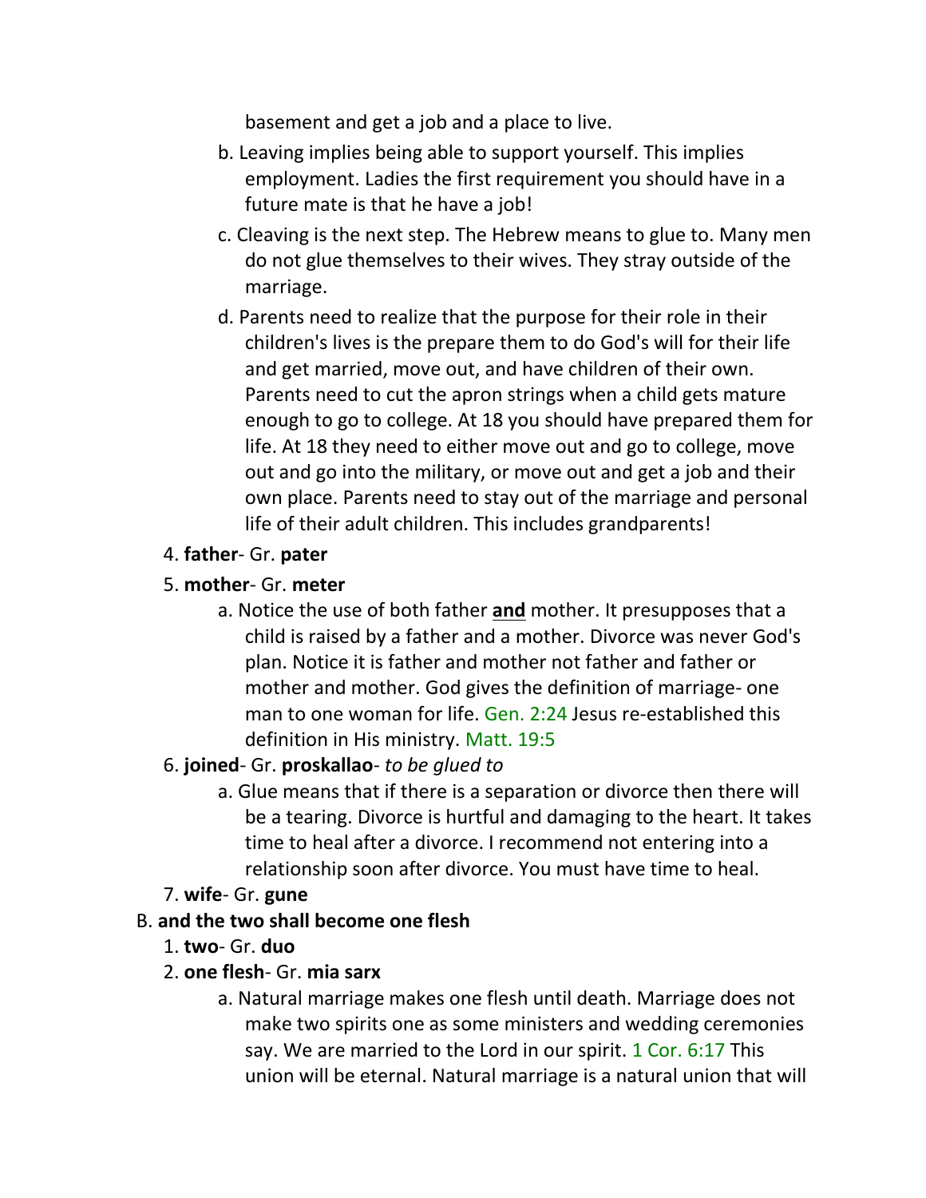basement and get a job and a place to live.

   b. Leaving implies being able to support yourself. This implies employment. Ladies the first requirement you should have in a future mate is that he have a job!

   c. Cleaving is the next step. The Hebrew means to glue to. Many men do not glue themselves to their wives. They stray outside of the marriage.

   d. Parents need to realize that the purpose for their role in their children's lives is the prepare them to do God's will for their life and get married, move out, and have children of their own. Parents need to cut the apron strings when a child gets mature enough to go to college. At 18 you should have prepared them for life. At 18 they need to either move out and go to college, move out and go into the military, or move out and get a job and their own place. Parents need to stay out of the marriage and personal life of their adult children. This includes grandparents!

4. **father**- Gr. **pater**

5. **mother**- Gr. **meter**

   a. Notice the use of both father **and** mother. It presupposes that a child is raised by a father and a mother. Divorce was never God's plan. Notice it is father and mother not father and father or mother and mother. God gives the definition of marriage- one man to one woman for life. Gen. 2:24 Jesus re-established this definition in His ministry. Matt. 19:5

6. **joined**- Gr. **proskallao**- *to be glued to*

   a. Glue means that if there is a separation or divorce then there will be a tearing. Divorce is hurtful and damaging to the heart. It takes time to heal after a divorce. I recommend not entering into a relationship soon after divorce. You must have time to heal.

7. **wife**- Gr. **gune**

B. **and the two shall become one flesh**

1. **two**- Gr. **duo**

2. **one flesh**- Gr. **mia sarx**

   a. Natural marriage makes one flesh until death. Marriage does not make two spirits one as some ministers and wedding ceremonies say. We are married to the Lord in our spirit. 1 Cor. 6:17 This union will be eternal. Natural marriage is a natural union that will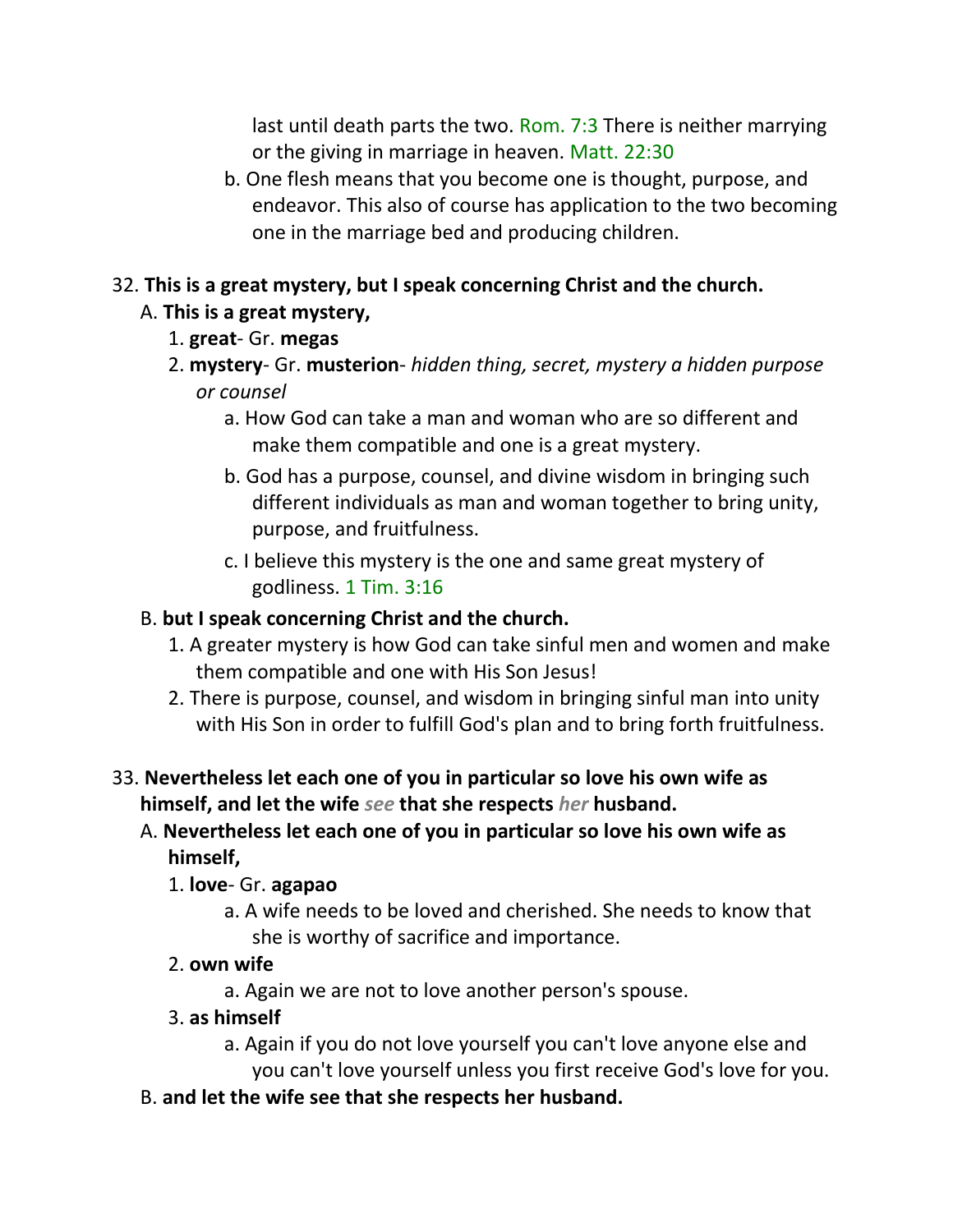last until death parts the two. Rom. 7:3 There is neither marrying or the giving in marriage in heaven. Matt. 22:30

b. One flesh means that you become one is thought, purpose, and endeavor. This also of course has application to the two becoming one in the marriage bed and producing children.

32. **This is a great mystery, but I speak concerning Christ and the church.**

A. **This is a great mystery,**

1. **great**- Gr. **megas**
2. **mystery**- Gr. **musterion**- *hidden thing, secret, mystery a hidden purpose or counsel*

a. How God can take a man and woman who are so different and make them compatible and one is a great mystery.

b. God has a purpose, counsel, and divine wisdom in bringing such different individuals as man and woman together to bring unity, purpose, and fruitfulness.

c. I believe this mystery is the one and same great mystery of godliness. 1 Tim. 3:16

B. **but I speak concerning Christ and the church.**

1. A greater mystery is how God can take sinful men and women and make them compatible and one with His Son Jesus!
2. There is purpose, counsel, and wisdom in bringing sinful man into unity with His Son in order to fulfill God's plan and to bring forth fruitfulness.

33. **Nevertheless let each one of you in particular so love his own wife as himself, and let the wife** ***see*** **that she respects** ***her*** **husband.**

A. **Nevertheless let each one of you in particular so love his own wife as himself,**

1. **love**- Gr. **agapao**

a. A wife needs to be loved and cherished. She needs to know that she is worthy of sacrifice and importance.

2. **own wife**

a. Again we are not to love another person's spouse.

3. **as himself**

a. Again if you do not love yourself you can't love anyone else and you can't love yourself unless you first receive God's love for you.

B. **and let the wife see that she respects her husband.**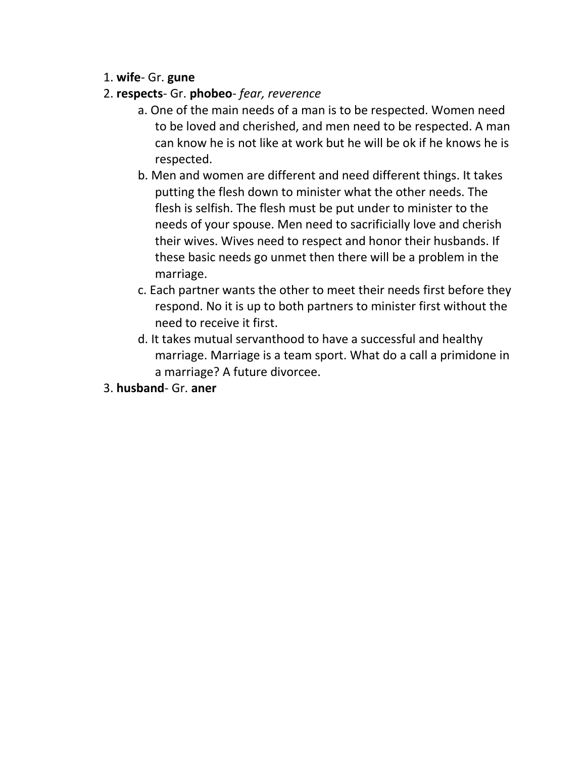1. **wife**- Gr. **gune**
2. **respects**- Gr. **phobeo**- *fear, reverence*
    a. One of the main needs of a man is to be respected. Women need to be loved and cherished, and men need to be respected. A man can know he is not like at work but he will be ok if he knows he is respected.
    b. Men and women are different and need different things. It takes putting the flesh down to minister what the other needs. The flesh is selfish. The flesh must be put under to minister to the needs of your spouse. Men need to sacrificially love and cherish their wives. Wives need to respect and honor their husbands. If these basic needs go unmet then there will be a problem in the marriage.
    c. Each partner wants the other to meet their needs first before they respond. No it is up to both partners to minister first without the need to receive it first.
    d. It takes mutual servanthood to have a successful and healthy marriage. Marriage is a team sport. What do a call a primidone in a marriage? A future divorcee.
3. **husband**- Gr. **aner**